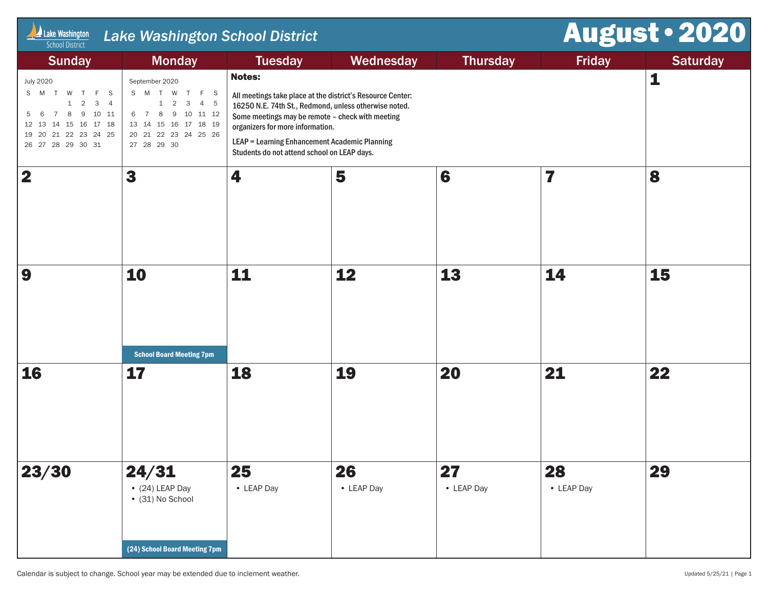# Lake Washington School District

## August • 2020

**Notes:**

All meetings take place at the district's Resource Center: 16250 N.E. 74th St., Redmond, unless otherwise noted. Some meetings may be remote – check with meeting organizers for more information.

LEAP = Learning Enhancement Academic Planning
Students do not attend school on LEAP days.

**July 2020**

| S | M | T | W | T | F | S |
|---|---|---|---|---|---|---|
| | | | 1 | 2 | 3 | 4 |
| 5 | 6 | 7 | 8 | 9 | 10 | 11 |
| 12 | 13 | 14 | 15 | 16 | 17 | 18 |
| 19 | 20 | 21 | 22 | 23 | 24 | 25 |
| 26 | 27 | 28 | 29 | 30 | 31 | |

**September 2020**

| S | M | T | W | T | F | S |
|---|---|---|---|---|---|---|
| | | 1 | 2 | 3 | 4 | 5 |
| 6 | 7 | 8 | 9 | 10 | 11 | 12 |
| 13 | 14 | 15 | 16 | 17 | 18 | 19 |
| 20 | 21 | 22 | 23 | 24 | 25 | 26 |
| 27 | 28 | 29 | 30 | | | |

| Sunday | Monday | Tuesday | Wednesday | Thursday | Friday | Saturday |
|---|---|---|---|---|---|---|
| | | | | | | 1 |
| 2 | 3 | 4 | 5 | 6 | 7 | 8 |
| 9 | 10<br>School Board Meeting 7pm | 11 | 12 | 13 | 14 | 15 |
| 16 | 17 | 18 | 19 | 20 | 21 | 22 |
| 23/30 | 24/31<br>• (24) LEAP Day<br>• (31) No School<br>(24) School Board Meeting 7pm | 25<br>• LEAP Day | 26<br>• LEAP Day | 27<br>• LEAP Day | 28<br>• LEAP Day | 29 |

Calendar is subject to change. School year may be extended due to inclement weather.

Updated 5/25/21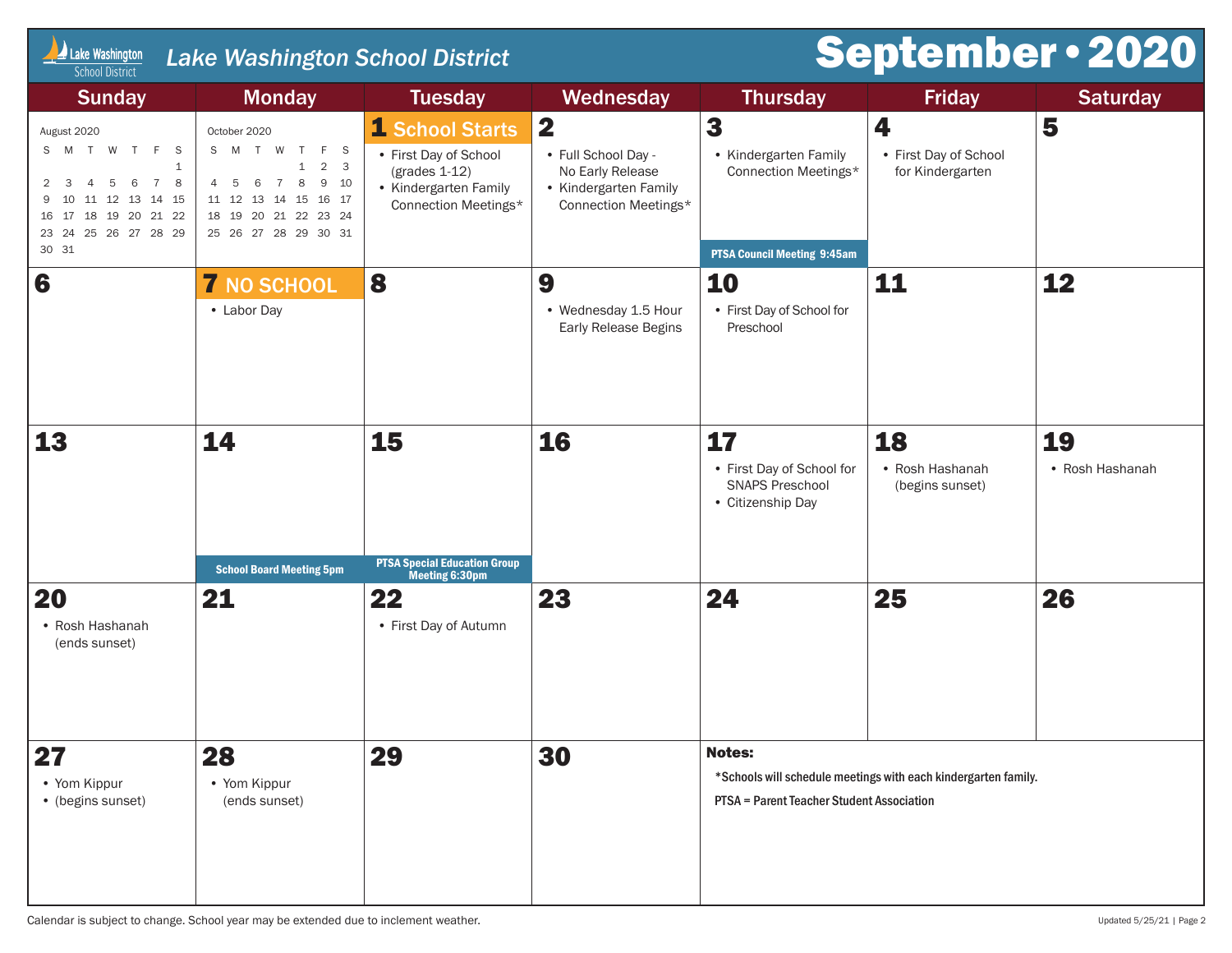# Lake Washington School District

## September • 2020

| Sunday | Monday | Tuesday | Wednesday | Thursday | Friday | Saturday |
|---|---|---|---|---|---|---|
| August 2020 (mini calendar) | October 2020 (mini calendar) | **1 School Starts**<br>• First Day of School (grades 1-12)<br>• Kindergarten Family Connection Meetings* | **2**<br>• Full School Day - No Early Release<br>• Kindergarten Family Connection Meetings* | **3**<br>• Kindergarten Family Connection Meetings*<br>PTSA Council Meeting 9:45am | **4**<br>• First Day of School for Kindergarten | **5** |
| **6** | **7 NO SCHOOL**<br>• Labor Day | **8** | **9**<br>• Wednesday 1.5 Hour Early Release Begins | **10**<br>• First Day of School for Preschool | **11** | **12** |
| **13** | **14**<br>School Board Meeting 5pm | **15**<br>PTSA Special Education Group Meeting 6:30pm | **16** | **17**<br>• First Day of School for SNAPS Preschool<br>• Citizenship Day | **18**<br>• Rosh Hashanah (begins sunset) | **19**<br>• Rosh Hashanah |
| **20**<br>• Rosh Hashanah (ends sunset) | **21** | **22**<br>• First Day of Autumn | **23** | **24** | **25** | **26** |
| **27**<br>• Yom Kippur<br>• (begins sunset) | **28**<br>• Yom Kippur (ends sunset) | **29** | **30** | | | |

**August 2020**

| S | M | T | W | T | F | S |
|---|---|---|---|---|---|---|
| | | | | | | 1 |
| 2 | 3 | 4 | 5 | 6 | 7 | 8 |
| 9 | 10 | 11 | 12 | 13 | 14 | 15 |
| 16 | 17 | 18 | 19 | 20 | 21 | 22 |
| 23 | 24 | 25 | 26 | 27 | 28 | 29 |
| 30 | 31 | | | | | |

**October 2020**

| S | M | T | W | T | F | S |
|---|---|---|---|---|---|---|
| | | | | 1 | 2 | 3 |
| 4 | 5 | 6 | 7 | 8 | 9 | 10 |
| 11 | 12 | 13 | 14 | 15 | 16 | 17 |
| 18 | 19 | 20 | 21 | 22 | 23 | 24 |
| 25 | 26 | 27 | 28 | 29 | 30 | 31 |

**Notes:**

*Schools will schedule meetings with each kindergarten family.

PTSA = Parent Teacher Student Association

Calendar is subject to change. School year may be extended due to inclement weather.

Updated 5/25/21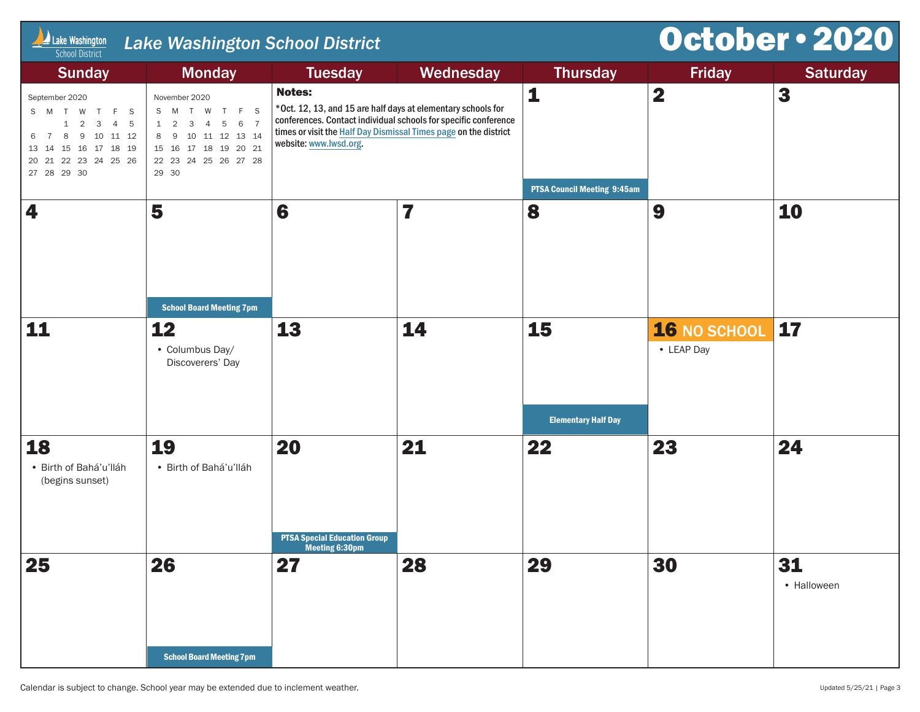# Lake Washington School District

# October • 2020

| Sunday | Monday | Tuesday | Wednesday | Thursday | Friday | Saturday |
|---|---|---|---|---|---|---|
| September 2020 | November 2020 | **Notes:** *Oct. 12, 13, and 15 are half days at elementary schools for conferences. Contact individual schools for specific conference times or visit the Half Day Dismissal Times page on the district website: www.lwsd.org. | | **1** PTSA Council Meeting 9:45am | **2** | **3** |
| **4** | **5** School Board Meeting 7pm | **6** | **7** | **8** | **9** | **10** |
| **11** | **12** • Columbus Day/ Discoverers' Day | **13** | **14** | **15** Elementary Half Day | **16** NO SCHOOL • LEAP Day | **17** |
| **18** • Birth of Bahá'u'lláh (begins sunset) | **19** • Birth of Bahá'u'lláh | **20** PTSA Special Education Group Meeting 6:30pm | **21** | **22** | **23** | **24** |
| **25** | **26** School Board Meeting 7pm | **27** | **28** | **29** | **30** | **31** • Halloween |

**September 2020**

| S | M | T | W | T | F | S |
|---|---|---|---|---|---|---|
| | | 1 | 2 | 3 | 4 | 5 |
| 6 | 7 | 8 | 9 | 10 | 11 | 12 |
| 13 | 14 | 15 | 16 | 17 | 18 | 19 |
| 20 | 21 | 22 | 23 | 24 | 25 | 26 |
| 27 | 28 | 29 | 30 | | | |

**November 2020**

| S | M | T | W | T | F | S |
|---|---|---|---|---|---|---|
| 1 | 2 | 3 | 4 | 5 | 6 | 7 |
| 8 | 9 | 10 | 11 | 12 | 13 | 14 |
| 15 | 16 | 17 | 18 | 19 | 20 | 21 |
| 22 | 23 | 24 | 25 | 26 | 27 | 28 |
| 29 | 30 | | | | | |

Calendar is subject to change. School year may be extended due to inclement weather.

Updated 5/25/21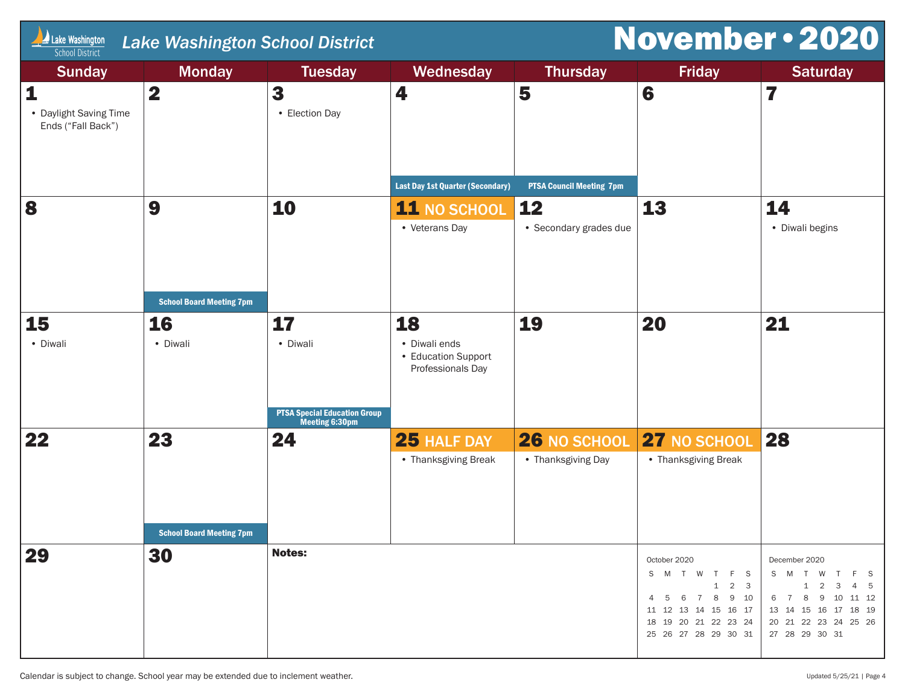# Lake Washington School District

## November • 2020

| Sunday | Monday | Tuesday | Wednesday | Thursday | Friday | Saturday |
|---|---|---|---|---|---|---|
| **1** • Daylight Saving Time Ends ("Fall Back") | **2** | **3** • Election Day | **4** Last Day 1st Quarter (Secondary) | **5** PTSA Council Meeting 7pm | **6** | **7** |
| **8** | **9** School Board Meeting 7pm | **10** | **11 NO SCHOOL** • Veterans Day | **12** • Secondary grades due | **13** | **14** • Diwali begins |
| **15** • Diwali | **16** • Diwali | **17** • Diwali PTSA Special Education Group Meeting 6:30pm | **18** • Diwali ends • Education Support Professionals Day | **19** | **20** | **21** |
| **22** | **23** School Board Meeting 7pm | **24** | **25 HALF DAY** • Thanksgiving Break | **26 NO SCHOOL** • Thanksgiving Day | **27 NO SCHOOL** • Thanksgiving Break | **28** |
| **29** | **30** | **Notes:** | | | | |

**October 2020**

| S | M | T | W | T | F | S |
|---|---|---|---|---|---|---|
| | | | | 1 | 2 | 3 |
| 4 | 5 | 6 | 7 | 8 | 9 | 10 |
| 11 | 12 | 13 | 14 | 15 | 16 | 17 |
| 18 | 19 | 20 | 21 | 22 | 23 | 24 |
| 25 | 26 | 27 | 28 | 29 | 30 | 31 |

**December 2020**

| S | M | T | W | T | F | S |
|---|---|---|---|---|---|---|
| | | 1 | 2 | 3 | 4 | 5 |
| 6 | 7 | 8 | 9 | 10 | 11 | 12 |
| 13 | 14 | 15 | 16 | 17 | 18 | 19 |
| 20 | 21 | 22 | 23 | 24 | 25 | 26 |
| 27 | 28 | 29 | 30 | 31 | | |

Calendar is subject to change. School year may be extended due to inclement weather.

Updated 5/25/21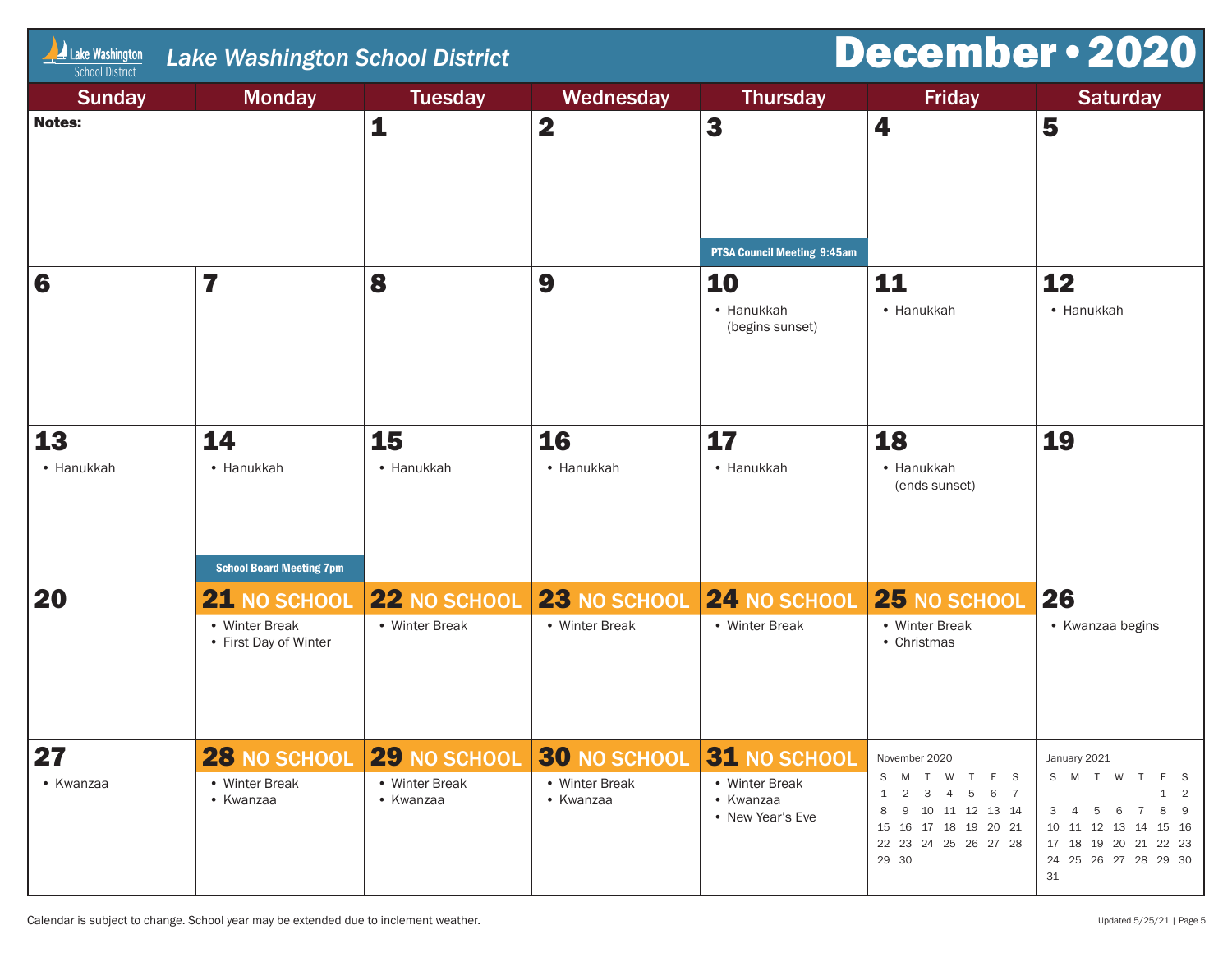# Lake Washington School District

## December • 2020

| Sunday | Monday | Tuesday | Wednesday | Thursday | Friday | Saturday |
|---|---|---|---|---|---|---|
| **Notes:** | | **1** | **2** | **3**<br>PTSA Council Meeting 9:45am | **4** | **5** |
| **6** | **7** | **8** | **9** | **10**<br>• Hanukkah (begins sunset) | **11**<br>• Hanukkah | **12**<br>• Hanukkah |
| **13**<br>• Hanukkah | **14**<br>• Hanukkah<br>School Board Meeting 7pm | **15**<br>• Hanukkah | **16**<br>• Hanukkah | **17**<br>• Hanukkah | **18**<br>• Hanukkah (ends sunset) | **19** |
| **20** | **21** NO SCHOOL<br>• Winter Break<br>• First Day of Winter | **22** NO SCHOOL<br>• Winter Break | **23** NO SCHOOL<br>• Winter Break | **24** NO SCHOOL<br>• Winter Break | **25** NO SCHOOL<br>• Winter Break<br>• Christmas | **26**<br>• Kwanzaa begins |
| **27**<br>• Kwanzaa | **28** NO SCHOOL<br>• Winter Break<br>• Kwanzaa | **29** NO SCHOOL<br>• Winter Break<br>• Kwanzaa | **30** NO SCHOOL<br>• Winter Break<br>• Kwanzaa | **31** NO SCHOOL<br>• Winter Break<br>• Kwanzaa<br>• New Year's Eve | | |

November 2020

| S | M | T | W | T | F | S |
|---|---|---|---|---|---|---|
| 1 | 2 | 3 | 4 | 5 | 6 | 7 |
| 8 | 9 | 10 | 11 | 12 | 13 | 14 |
| 15 | 16 | 17 | 18 | 19 | 20 | 21 |
| 22 | 23 | 24 | 25 | 26 | 27 | 28 |
| 29 | 30 | | | | | |

January 2021

| S | M | T | W | T | F | S |
|---|---|---|---|---|---|---|
| | | | | | 1 | 2 |
| 3 | 4 | 5 | 6 | 7 | 8 | 9 |
| 10 | 11 | 12 | 13 | 14 | 15 | 16 |
| 17 | 18 | 19 | 20 | 21 | 22 | 23 |
| 24 | 25 | 26 | 27 | 28 | 29 | 30 |
| 31 | | | | | | |

Calendar is subject to change. School year may be extended due to inclement weather.

Updated 5/25/21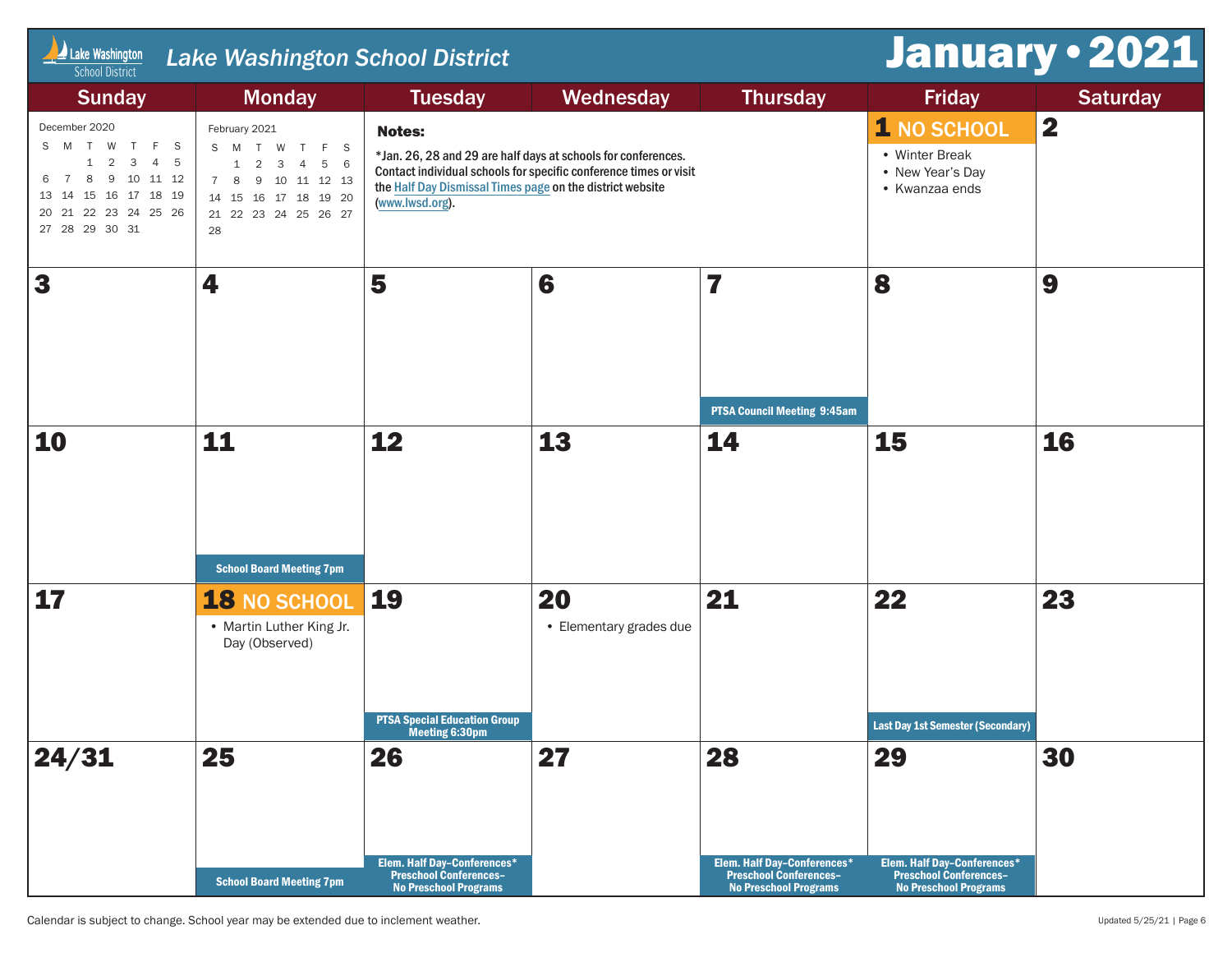# Lake Washington School District

## January • 2021

| Sunday | Monday | Tuesday | Wednesday | Thursday | Friday | Saturday |
|---|---|---|---|---|---|---|
| December 2020 (mini calendar) | February 2021 (mini calendar) | **Notes:** *Jan. 26, 28 and 29 are half days at schools for conferences. Contact individual schools for specific conference times or visit the Half Day Dismissal Times page on the district website (www.lwsd.org). | | | **1 NO SCHOOL** • Winter Break • New Year's Day • Kwanzaa ends | **2** |
| **3** | **4** | **5** | **6** | **7** PTSA Council Meeting 9:45am | **8** | **9** |
| **10** | **11** School Board Meeting 7pm | **12** | **13** | **14** | **15** | **16** |
| **17** | **18 NO SCHOOL** • Martin Luther King Jr. Day (Observed) | **19** PTSA Special Education Group Meeting 6:30pm | **20** • Elementary grades due | **21** | **22** Last Day 1st Semester (Secondary) | **23** |
| **24/31** | **25** School Board Meeting 7pm | **26** Elem. Half Day–Conferences* Preschool Conferences– No Preschool Programs | **27** | **28** Elem. Half Day–Conferences* Preschool Conferences– No Preschool Programs | **29** Elem. Half Day–Conferences* Preschool Conferences– No Preschool Programs | **30** |

**December 2020**

| S | M | T | W | T | F | S |
|---|---|---|---|---|---|---|
| | | 1 | 2 | 3 | 4 | 5 |
| 6 | 7 | 8 | 9 | 10 | 11 | 12 |
| 13 | 14 | 15 | 16 | 17 | 18 | 19 |
| 20 | 21 | 22 | 23 | 24 | 25 | 26 |
| 27 | 28 | 29 | 30 | 31 | | |

**February 2021**

| S | M | T | W | T | F | S |
|---|---|---|---|---|---|---|
| | 1 | 2 | 3 | 4 | 5 | 6 |
| 7 | 8 | 9 | 10 | 11 | 12 | 13 |
| 14 | 15 | 16 | 17 | 18 | 19 | 20 |
| 21 | 22 | 23 | 24 | 25 | 26 | 27 |
| 28 | | | | | | |

Calendar is subject to change. School year may be extended due to inclement weather.

Updated 5/25/21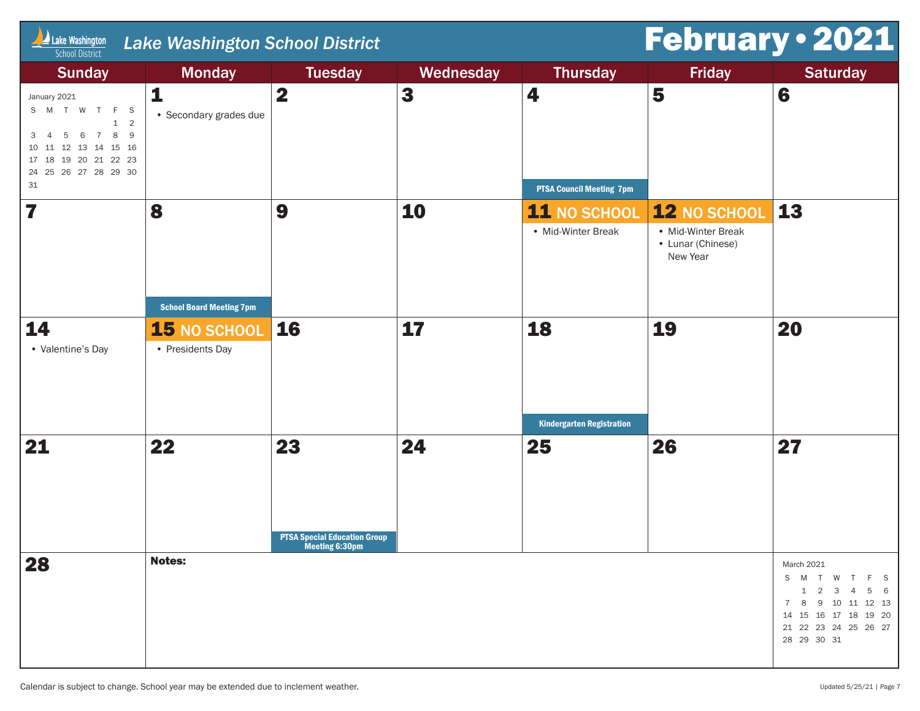# Lake Washington School District

## February • 2021

| Sunday | Monday | Tuesday | Wednesday | Thursday | Friday | Saturday |
|---|---|---|---|---|---|---|
| January 2021 (mini calendar) | **1** • Secondary grades due | **2** | **3** | **4** PTSA Council Meeting 7pm | **5** | **6** |
| **7** | **8** School Board Meeting 7pm | **9** | **10** | **11 NO SCHOOL** • Mid-Winter Break | **12 NO SCHOOL** • Mid-Winter Break • Lunar (Chinese) New Year | **13** |
| **14** • Valentine's Day | **15 NO SCHOOL** • Presidents Day | **16** | **17** | **18** Kindergarten Registration | **19** | **20** |
| **21** | **22** | **23** PTSA Special Education Group Meeting 6:30pm | **24** | **25** | **26** | **27** |
| **28** | **Notes:** | | | | | March 2021 (mini calendar) |

January 2021

| S | M | T | W | T | F | S |
|---|---|---|---|---|---|---|
| | | | | | 1 | 2 |
| 3 | 4 | 5 | 6 | 7 | 8 | 9 |
| 10 | 11 | 12 | 13 | 14 | 15 | 16 |
| 17 | 18 | 19 | 20 | 21 | 22 | 23 |
| 24 | 25 | 26 | 27 | 28 | 29 | 30 |
| 31 | | | | | | |

March 2021

| S | M | T | W | T | F | S |
|---|---|---|---|---|---|---|
| | 1 | 2 | 3 | 4 | 5 | 6 |
| 7 | 8 | 9 | 10 | 11 | 12 | 13 |
| 14 | 15 | 16 | 17 | 18 | 19 | 20 |
| 21 | 22 | 23 | 24 | 25 | 26 | 27 |
| 28 | 29 | 30 | 31 | | | |

Calendar is subject to change. School year may be extended due to inclement weather.

Updated 5/25/21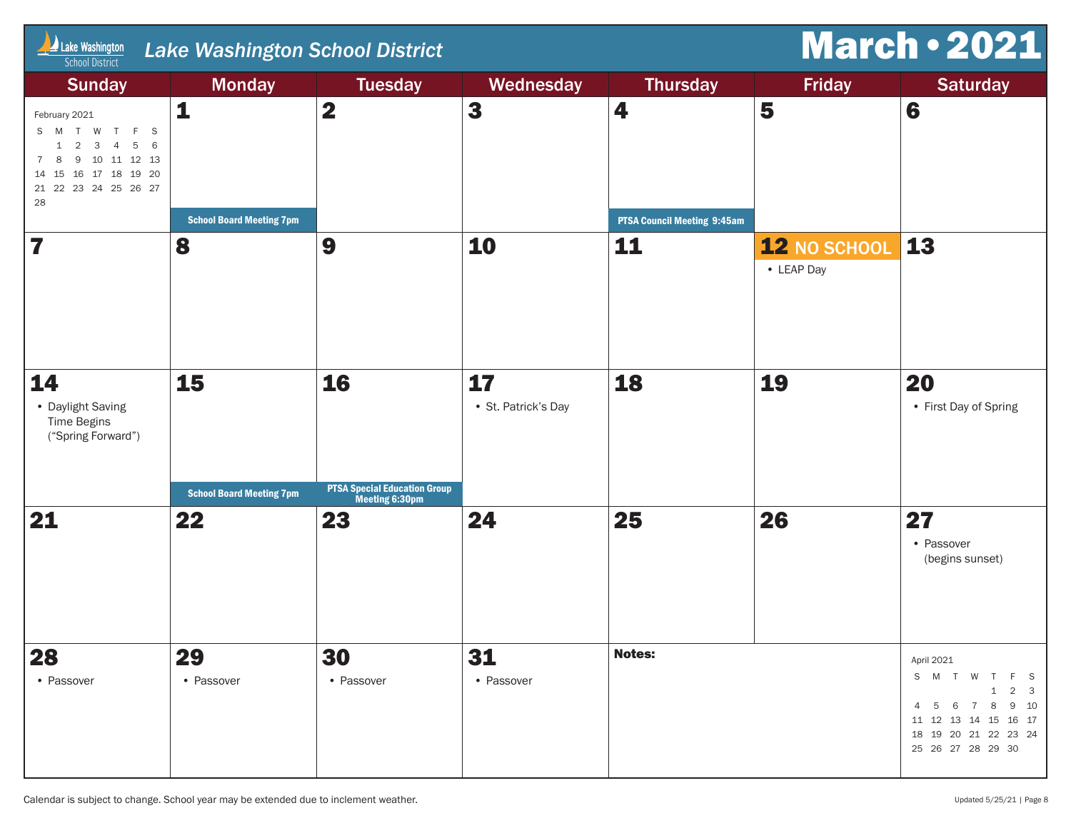# Lake Washington School District

## March • 2021

| Sunday | Monday | Tuesday | Wednesday | Thursday | Friday | Saturday |
|---|---|---|---|---|---|---|
| February 2021 (see mini calendar below) | **1**<br>School Board Meeting 7pm | **2** | **3** | **4**<br>PTSA Council Meeting 9:45am | **5** | **6** |
| **7** | **8** | **9** | **10** | **11** | **12** NO SCHOOL<br>• LEAP Day | **13** |
| **14**<br>• Daylight Saving Time Begins ("Spring Forward") | **15**<br>School Board Meeting 7pm | **16**<br>PTSA Special Education Group Meeting 6:30pm | **17**<br>• St. Patrick's Day | **18** | **19** | **20**<br>• First Day of Spring |
| **21** | **22** | **23** | **24** | **25** | **26** | **27**<br>• Passover (begins sunset) |
| **28**<br>• Passover | **29**<br>• Passover | **30**<br>• Passover | **31**<br>• Passover | **Notes:** | | April 2021 (see mini calendar below) |

February 2021

| S | M | T | W | T | F | S |
|---|---|---|---|---|---|---|
| | 1 | 2 | 3 | 4 | 5 | 6 |
| 7 | 8 | 9 | 10 | 11 | 12 | 13 |
| 14 | 15 | 16 | 17 | 18 | 19 | 20 |
| 21 | 22 | 23 | 24 | 25 | 26 | 27 |
| 28 | | | | | | |

April 2021

| S | M | T | W | T | F | S |
|---|---|---|---|---|---|---|
| | | | | 1 | 2 | 3 |
| 4 | 5 | 6 | 7 | 8 | 9 | 10 |
| 11 | 12 | 13 | 14 | 15 | 16 | 17 |
| 18 | 19 | 20 | 21 | 22 | 23 | 24 |
| 25 | 26 | 27 | 28 | 29 | 30 | |

Calendar is subject to change. School year may be extended due to inclement weather.

Updated 5/25/21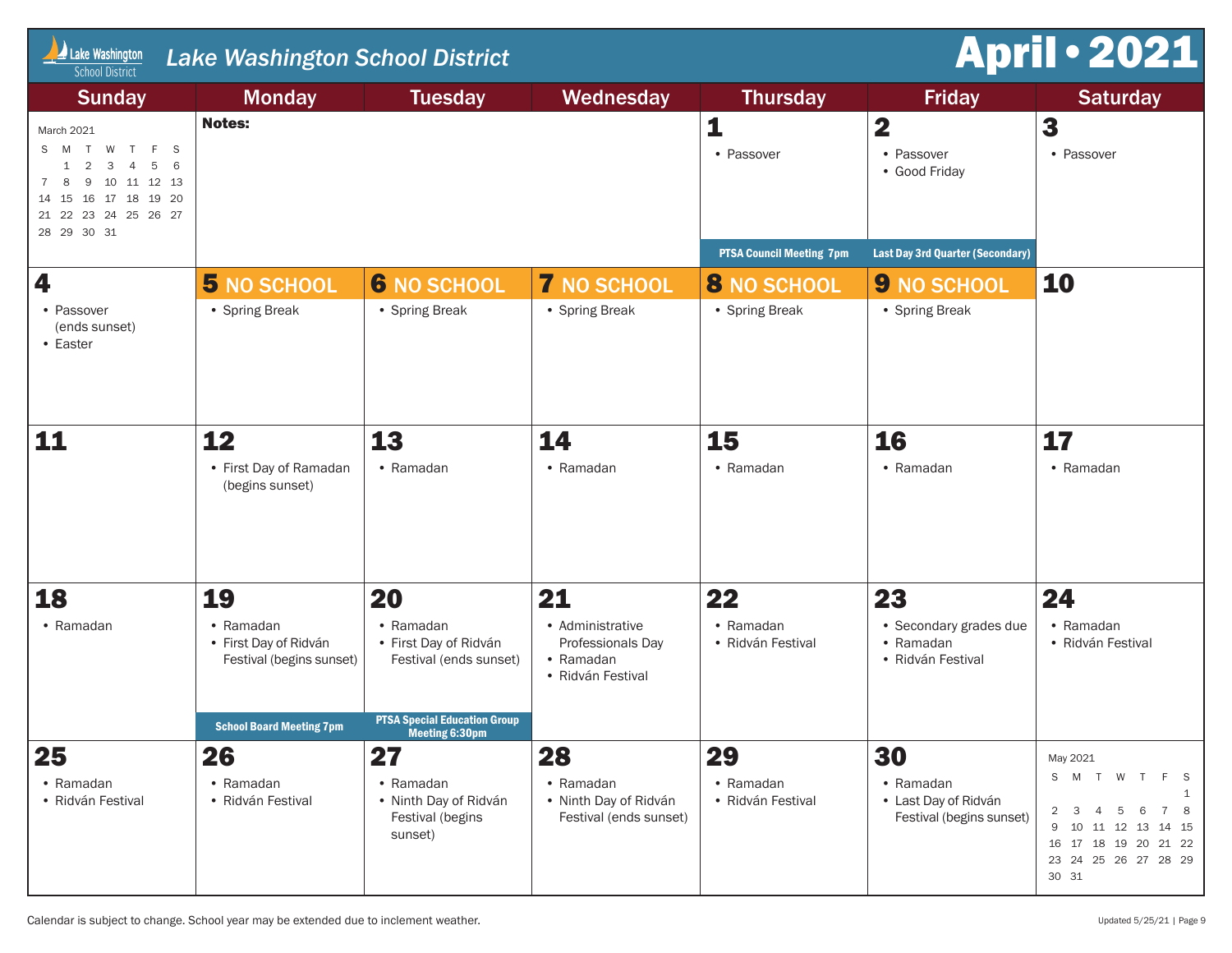# Lake Washington School District

## April • 2021

| Sunday | Monday | Tuesday | Wednesday | Thursday | Friday | Saturday |
|---|---|---|---|---|---|---|
| March 2021 mini-calendar (see below) | **Notes:** | | | **1**<br>• Passover<br>PTSA Council Meeting 7pm | **2**<br>• Passover<br>• Good Friday<br>Last Day 3rd Quarter (Secondary) | **3**<br>• Passover |
| **4**<br>• Passover (ends sunset)<br>• Easter | **5 NO SCHOOL**<br>• Spring Break | **6 NO SCHOOL**<br>• Spring Break | **7 NO SCHOOL**<br>• Spring Break | **8 NO SCHOOL**<br>• Spring Break | **9 NO SCHOOL**<br>• Spring Break | **10** |
| **11** | **12**<br>• First Day of Ramadan (begins sunset) | **13**<br>• Ramadan | **14**<br>• Ramadan | **15**<br>• Ramadan | **16**<br>• Ramadan | **17**<br>• Ramadan |
| **18**<br>• Ramadan | **19**<br>• Ramadan<br>• First Day of Ridván Festival (begins sunset)<br>School Board Meeting 7pm | **20**<br>• Ramadan<br>• First Day of Ridván Festival (ends sunset)<br>PTSA Special Education Group Meeting 6:30pm | **21**<br>• Administrative Professionals Day<br>• Ramadan<br>• Ridván Festival | **22**<br>• Ramadan<br>• Ridván Festival | **23**<br>• Secondary grades due<br>• Ramadan<br>• Ridván Festival | **24**<br>• Ramadan<br>• Ridván Festival |
| **25**<br>• Ramadan<br>• Ridván Festival | **26**<br>• Ramadan<br>• Ridván Festival | **27**<br>• Ramadan<br>• Ninth Day of Ridván Festival (begins sunset) | **28**<br>• Ramadan<br>• Ninth Day of Ridván Festival (ends sunset) | **29**<br>• Ramadan<br>• Ridván Festival | **30**<br>• Ramadan<br>• Last Day of Ridván Festival (begins sunset) | May 2021 mini-calendar (see below) |

**March 2021**

| S | M | T | W | T | F | S |
|---|---|---|---|---|---|---|
| | 1 | 2 | 3 | 4 | 5 | 6 |
| 7 | 8 | 9 | 10 | 11 | 12 | 13 |
| 14 | 15 | 16 | 17 | 18 | 19 | 20 |
| 21 | 22 | 23 | 24 | 25 | 26 | 27 |
| 28 | 29 | 30 | 31 | | | |

**May 2021**

| S | M | T | W | T | F | S |
|---|---|---|---|---|---|---|
| | | | | | | 1 |
| 2 | 3 | 4 | 5 | 6 | 7 | 8 |
| 9 | 10 | 11 | 12 | 13 | 14 | 15 |
| 16 | 17 | 18 | 19 | 20 | 21 | 22 |
| 23 | 24 | 25 | 26 | 27 | 28 | 29 |
| 30 | 31 | | | | | |

Calendar is subject to change. School year may be extended due to inclement weather.

Updated 5/25/21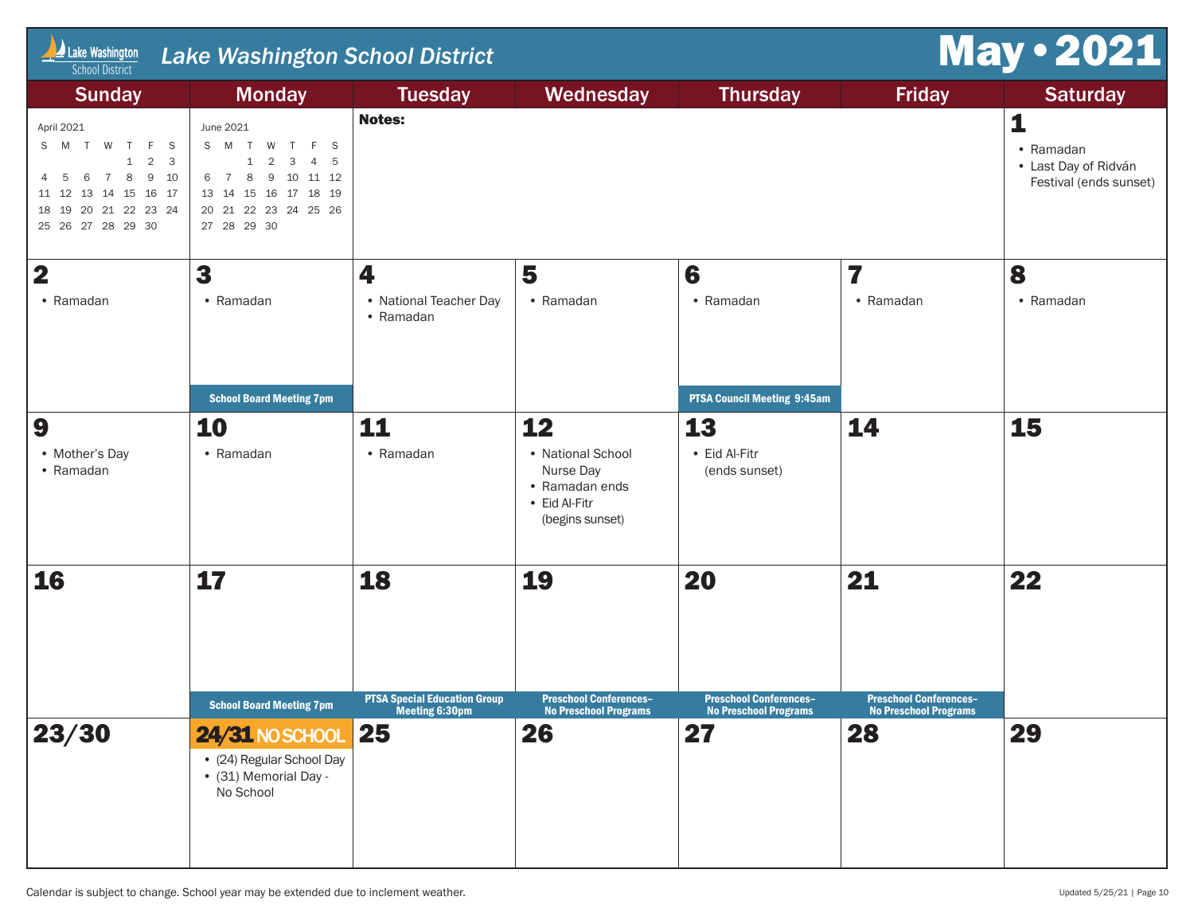# Lake Washington School District

## May • 2021

| Sunday | Monday | Tuesday | Wednesday | Thursday | Friday | Saturday |
|---|---|---|---|---|---|---|
| April 2021 | June 2021 | **Notes:** | | | | **1** • Ramadan • Last Day of Ridván Festival (ends sunset) |
| **2** • Ramadan | **3** • Ramadan — School Board Meeting 7pm | **4** • National Teacher Day • Ramadan | **5** • Ramadan | **6** • Ramadan — PTSA Council Meeting 9:45am | **7** • Ramadan | **8** • Ramadan |
| **9** • Mother's Day • Ramadan | **10** • Ramadan | **11** • Ramadan | **12** • National School Nurse Day • Ramadan ends • Eid Al-Fitr (begins sunset) | **13** • Eid Al-Fitr (ends sunset) | **14** | **15** |
| **16** | **17** — School Board Meeting 7pm | **18** — PTSA Special Education Group Meeting 6:30pm | **19** — Preschool Conferences– No Preschool Programs | **20** — Preschool Conferences– No Preschool Programs | **21** — Preschool Conferences– No Preschool Programs | **22** |
| **23/30** | **24/31 NO SCHOOL** • (24) Regular School Day • (31) Memorial Day - No School | **25** | **26** | **27** | **28** | **29** |

April 2021

| S | M | T | W | T | F | S |
|---|---|---|---|---|---|---|
| | | | | 1 | 2 | 3 |
| 4 | 5 | 6 | 7 | 8 | 9 | 10 |
| 11 | 12 | 13 | 14 | 15 | 16 | 17 |
| 18 | 19 | 20 | 21 | 22 | 23 | 24 |
| 25 | 26 | 27 | 28 | 29 | 30 | |

June 2021

| S | M | T | W | T | F | S |
|---|---|---|---|---|---|---|
| | | 1 | 2 | 3 | 4 | 5 |
| 6 | 7 | 8 | 9 | 10 | 11 | 12 |
| 13 | 14 | 15 | 16 | 17 | 18 | 19 |
| 20 | 21 | 22 | 23 | 24 | 25 | 26 |
| 27 | 28 | 29 | 30 | | | |

Calendar is subject to change. School year may be extended due to inclement weather.

Updated 5/25/21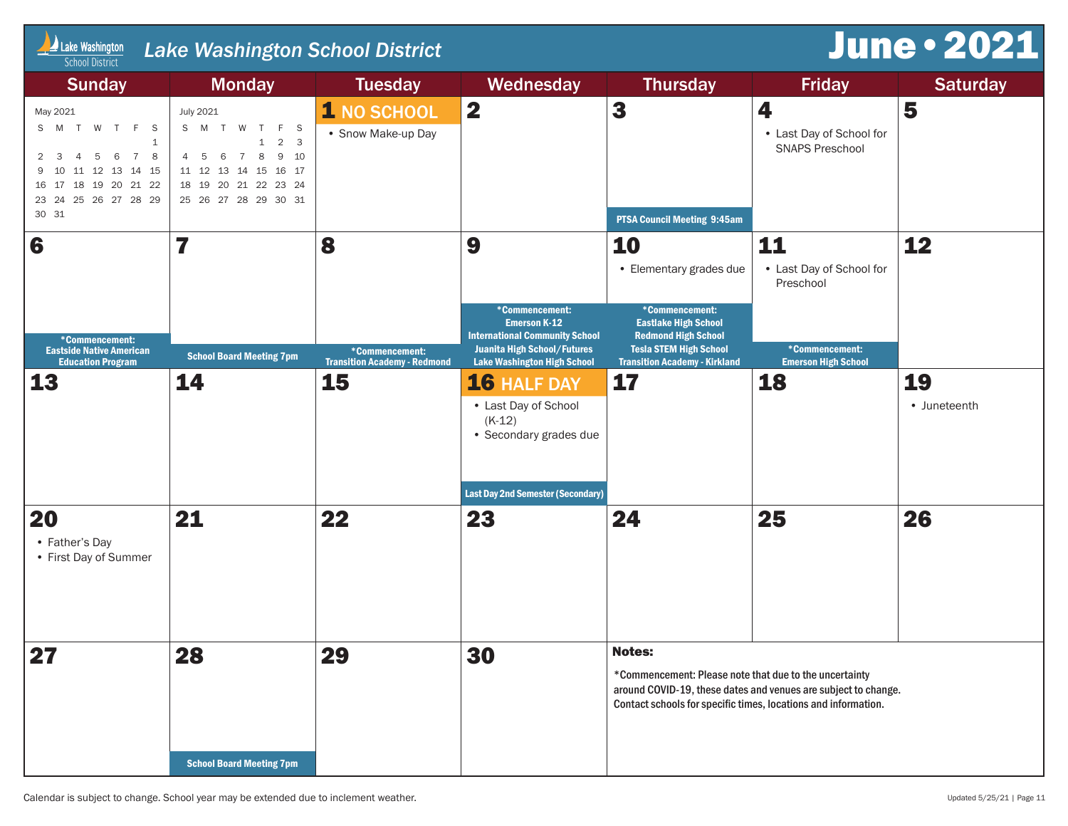# Lake Washington School District

## June • 2021

| Sunday | Monday | Tuesday | Wednesday | Thursday | Friday | Saturday |
|---|---|---|---|---|---|---|
| May 2021 | July 2021 | **1 NO SCHOOL** • Snow Make-up Day | **2** | **3** PTSA Council Meeting 9:45am | **4** • Last Day of School for SNAPS Preschool | **5** |
| **6** *Commencement: Eastside Native American Education Program | **7** School Board Meeting 7pm | **8** *Commencement: Transition Academy - Redmond | **9** *Commencement: Emerson K-12, International Community School, Juanita High School/Futures, Lake Washington High School | **10** • Elementary grades due. *Commencement: Eastlake High School, Redmond High School, Tesla STEM High School, Transition Academy - Kirkland | **11** • Last Day of School for Preschool. *Commencement: Emerson High School | **12** |
| **13** | **14** | **15** | **16 HALF DAY** • Last Day of School (K-12) • Secondary grades due. Last Day 2nd Semester (Secondary) | **17** | **18** | **19** • Juneteenth |
| **20** • Father's Day • First Day of Summer | **21** | **22** | **23** | **24** | **25** | **26** |
| **27** | **28** School Board Meeting 7pm | **29** | **30** | | | |

**May 2021**

| S | M | T | W | T | F | S |
|---|---|---|---|---|---|---|
| | | | | | | 1 |
| 2 | 3 | 4 | 5 | 6 | 7 | 8 |
| 9 | 10 | 11 | 12 | 13 | 14 | 15 |
| 16 | 17 | 18 | 19 | 20 | 21 | 22 |
| 23 | 24 | 25 | 26 | 27 | 28 | 29 |
| 30 | 31 | | | | | |

**July 2021**

| S | M | T | W | T | F | S |
|---|---|---|---|---|---|---|
| | | | | 1 | 2 | 3 |
| 4 | 5 | 6 | 7 | 8 | 9 | 10 |
| 11 | 12 | 13 | 14 | 15 | 16 | 17 |
| 18 | 19 | 20 | 21 | 22 | 23 | 24 |
| 25 | 26 | 27 | 28 | 29 | 30 | 31 |

**Notes:**

*Commencement: Please note that due to the uncertainty around COVID-19, these dates and venues are subject to change. Contact schools for specific times, locations and information.

Calendar is subject to change. School year may be extended due to inclement weather.

Updated 5/25/21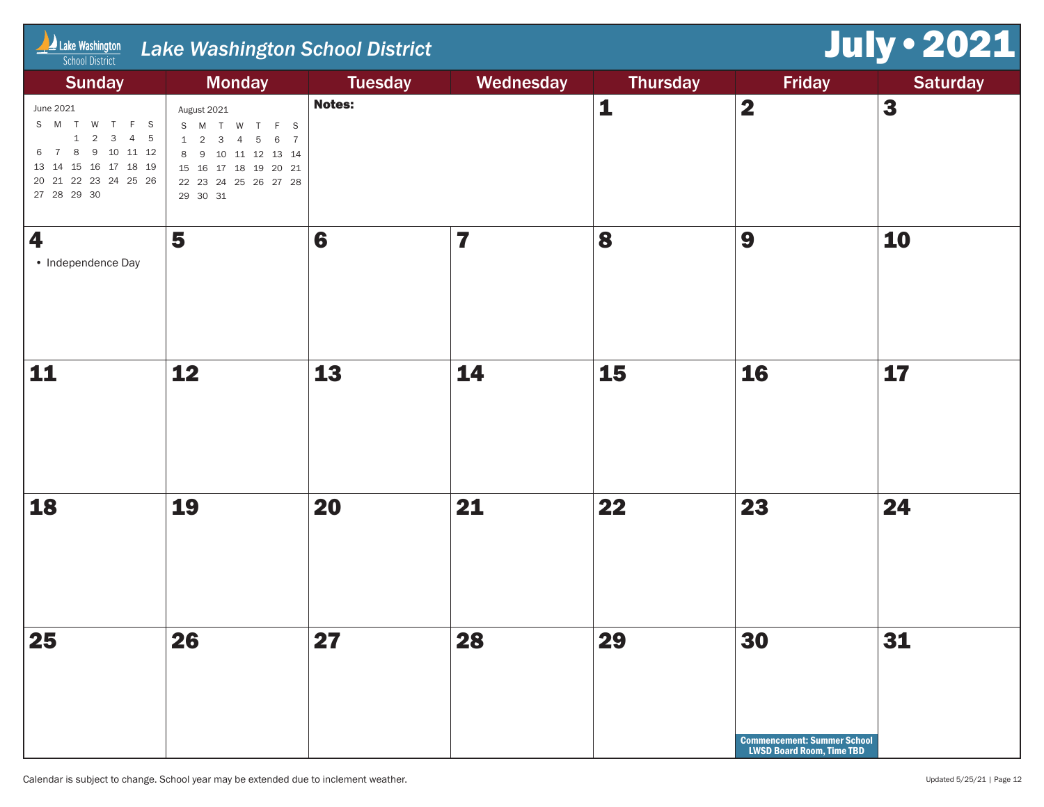# Lake Washington School District

## July • 2021

| Sunday | Monday | Tuesday | Wednesday | Thursday | Friday | Saturday |
|---|---|---|---|---|---|---|
| June 2021 | August 2021 | Notes: | | 1 | 2 | 3 |
| 4 • Independence Day | 5 | 6 | 7 | 8 | 9 | 10 |
| 11 | 12 | 13 | 14 | 15 | 16 | 17 |
| 18 | 19 | 20 | 21 | 22 | 23 | 24 |
| 25 | 26 | 27 | 28 | 29 | 30 **Commencement: Summer School LWSD Board Room, Time TBD** | 31 |

June 2021

| S | M | T | W | T | F | S |
|---|---|---|---|---|---|---|
| | | 1 | 2 | 3 | 4 | 5 |
| 6 | 7 | 8 | 9 | 10 | 11 | 12 |
| 13 | 14 | 15 | 16 | 17 | 18 | 19 |
| 20 | 21 | 22 | 23 | 24 | 25 | 26 |
| 27 | 28 | 29 | 30 | | | |

August 2021

| S | M | T | W | T | F | S |
|---|---|---|---|---|---|---|
| 1 | 2 | 3 | 4 | 5 | 6 | 7 |
| 8 | 9 | 10 | 11 | 12 | 13 | 14 |
| 15 | 16 | 17 | 18 | 19 | 20 | 21 |
| 22 | 23 | 24 | 25 | 26 | 27 | 28 |
| 29 | 30 | 31 | | | | |

Calendar is subject to change. School year may be extended due to inclement weather.

Updated 5/25/21